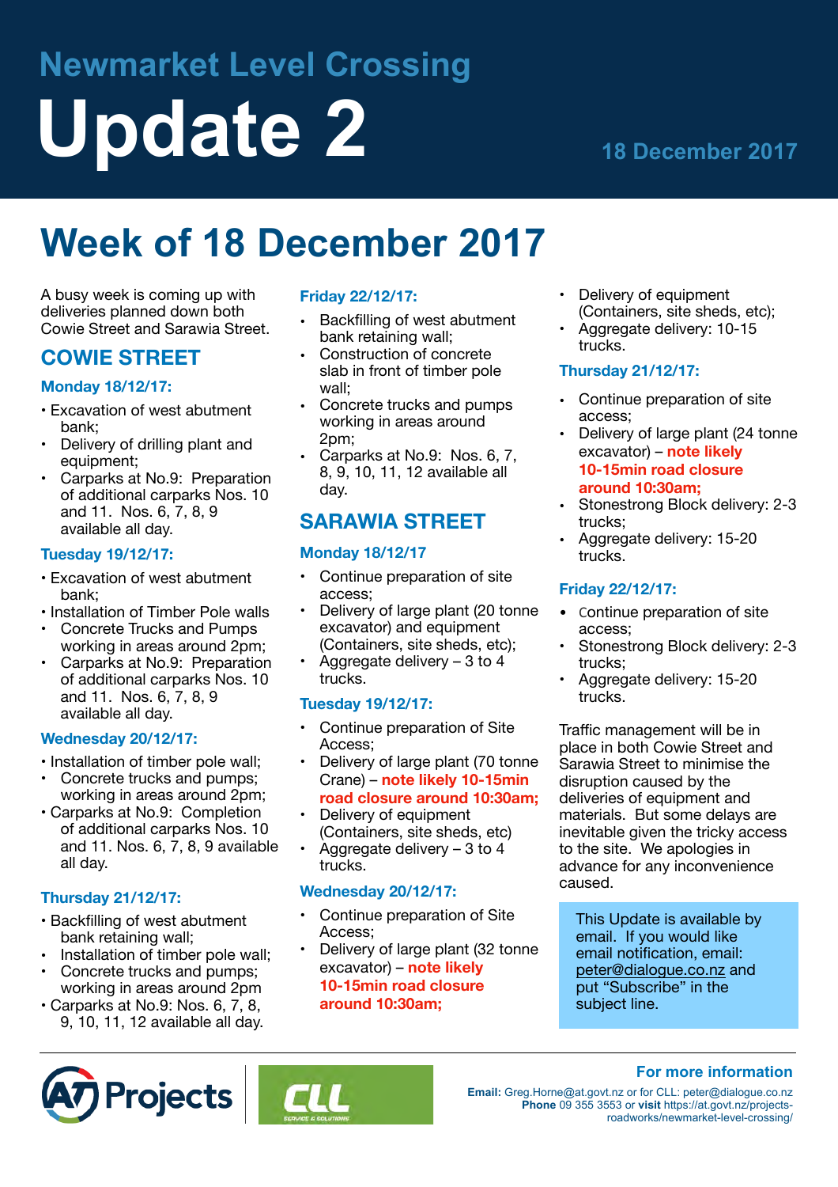# Newmarket Level Crossing

# Update 2

18 December 2017

## Week of 18 December 2017

A busy week is coming up with deliveries planned down both Cowie Street and Sarawia Street.

## COWIE STREET

### Monday 18/12/17:

- Excavation of west abutment bank;
- Delivery of drilling plant and equipment;
- Carparks at No.9: Preparation of additional carparks Nos. 10 and 11. Nos. 6, 7, 8, 9 available all day.

### Tuesday 19/12/17:

- Excavation of west abutment bank;
- Installation of Timber Pole walls
- Concrete Trucks and Pumps working in areas around 2pm;
- Carparks at No.9: Preparation of additional carparks Nos. 10 and 11. Nos. 6, 7, 8, 9 available all day.

### Wednesday 20/12/17:

- Installation of timber pole wall;
- Concrete trucks and pumps; working in areas around 2pm;
- Carparks at No.9: Completion of additional carparks Nos. 10 and 11. Nos. 6, 7, 8, 9 available all day.

### Thursday 21/12/17:

- Backfilling of west abutment bank retaining wall;
- Installation of timber pole wall;
- Concrete trucks and pumps; working in areas around 2pm
- Carparks at No.9: Nos. 6, 7, 8, 9, 10, 11, 12 available all day.

### Friday 22/12/17:

- Backfilling of west abutment bank retaining wall;
- Construction of concrete slab in front of timber pole wall;
- Concrete trucks and pumps working in areas around 2pm;
- Carparks at No.9: Nos. 6, 7, 8, 9, 10, 11, 12 available all day.

## SARAWIA STREET

### Monday 18/12/17

- Continue preparation of site access;
- Delivery of large plant (20 tonne excavator) and equipment (Containers, site sheds, etc);
- Aggregate delivery – 3 to 4 trucks.

### Tuesday 19/12/17:

- Continue preparation of Site Access;
- Delivery of large plant (70 tonne Crane) – **note likely 10-15min road closure around 10:30am;**
- Delivery of equipment (Containers, site sheds, etc)
- Aggregate delivery – 3 to 4 trucks.

### Wednesday 20/12/17:

- Continue preparation of Site Access;
- Delivery of large plant (32 tonne excavator) – **note likely 10-15min road closure around 10:30am;**
- Delivery of equipment (Containers, site sheds, etc);
- Aggregate delivery: 10-15 trucks.

### Thursday 21/12/17:

- Continue preparation of site access;
- Delivery of large plant (24 tonne excavator) – **note likely 10-15min road closure around 10:30am;**
- Stonestrong Block delivery: 2-3 trucks;
- Aggregate delivery: 15-20 trucks.

### Friday 22/12/17:

- continue preparation of site access;
- Stonestrong Block delivery: 2-3 trucks;
- Aggregate delivery: 15-20 trucks.

Traffic management will be in place in both Cowie Street and Sarawia Street to minimise the disruption caused by the deliveries of equipment and materials. But some delays are inevitable given the tricky access to the site. We apologies in advance for any inconvenience caused.

This Update is available by email. If you would like email notification, email: peter@dialogue.co.nz and put "Subscribe" in the subject line.

AT Projects | CLL Service & Solutions

### For more information

**Email:** Greg.Horne@at.govt.nz or for CLL: peter@dialogue.co.nz
**Phone** 09 355 3553 or **visit** https://at.govt.nz/projects-roadworks/newmarket-level-crossing/